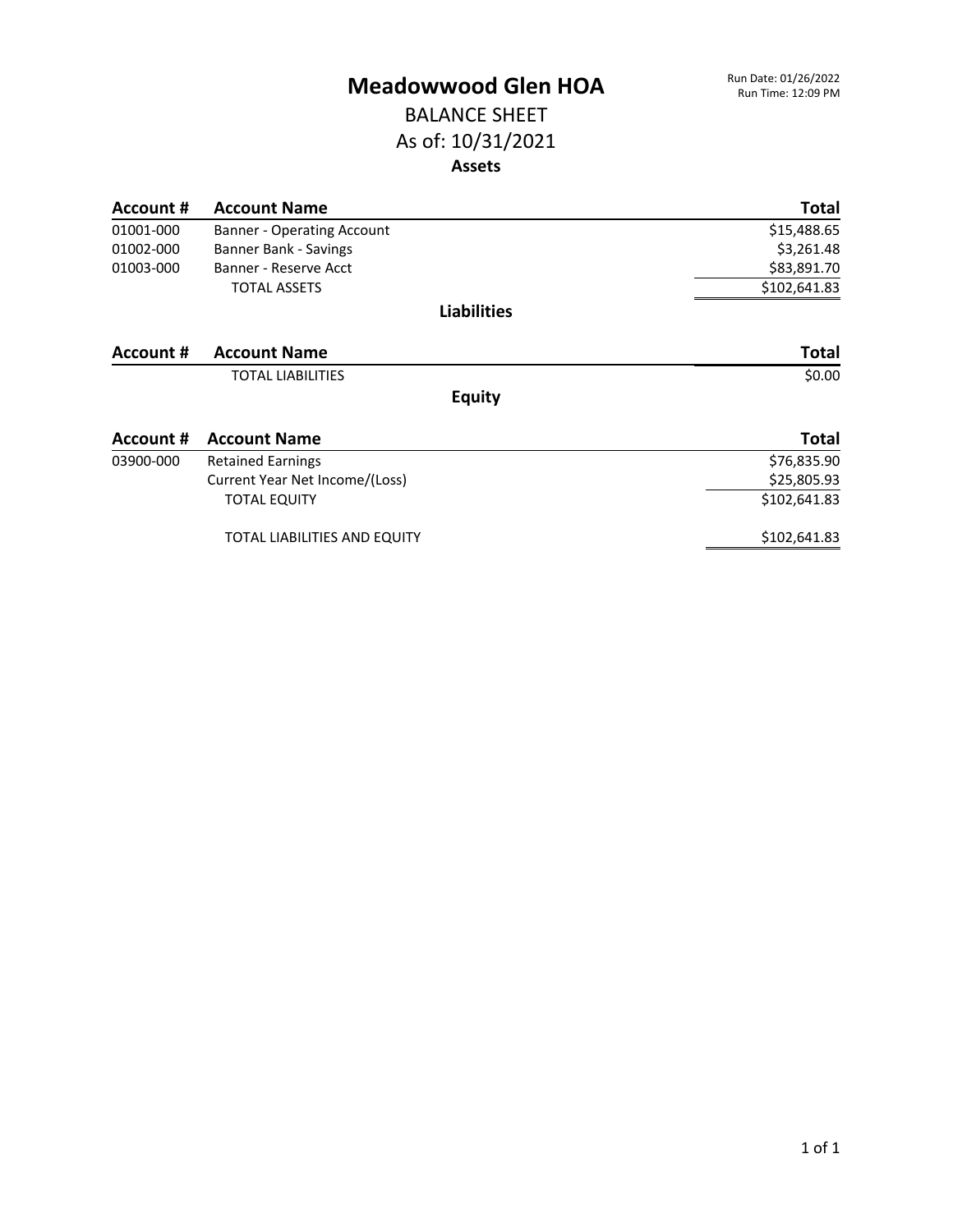# Meadowwood Glen HOA

Run Date: 01/26/2022
Run Time: 12:09 PM

## BALANCE SHEET

## As of: 10/31/2021

### Assets

| Account # | Account Name | Total |
|---|---|---|
| 01001-000 | Banner - Operating Account | $15,488.65 |
| 01002-000 | Banner Bank - Savings | $3,261.48 |
| 01003-000 | Banner - Reserve Acct | $83,891.70 |
| | TOTAL ASSETS | $102,641.83 |

### Liabilities

| Account # | Account Name | Total |
|---|---|---|
| | TOTAL LIABILITIES | $0.00 |

### Equity

| Account # | Account Name | Total |
|---|---|---|
| 03900-000 | Retained Earnings | $76,835.90 |
| | Current Year Net Income/(Loss) | $25,805.93 |
| | TOTAL EQUITY | $102,641.83 |
| | TOTAL LIABILITIES AND EQUITY | $102,641.83 |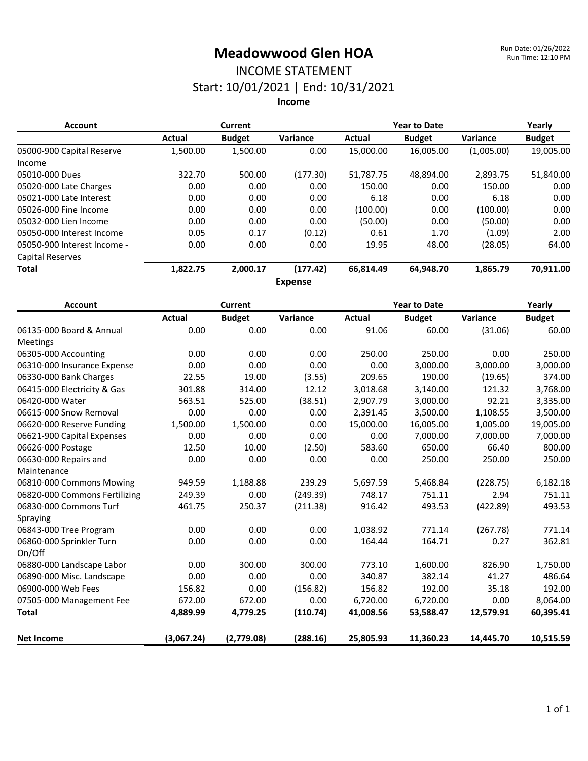# Meadowwood Glen HOA

## INCOME STATEMENT

### Start: 10/01/2021 | End: 10/31/2021

Run Date: 01/26/2022
Run Time: 12:10 PM

**Income**

| Account | Current | | | Year to Date | | | Yearly |
|---|---|---|---|---|---|---|---|
| | Actual | Budget | Variance | Actual | Budget | Variance | Budget |
| 05000-900 Capital Reserve Income | 1,500.00 | 1,500.00 | 0.00 | 15,000.00 | 16,005.00 | (1,005.00) | 19,005.00 |
| 05010-000 Dues | 322.70 | 500.00 | (177.30) | 51,787.75 | 48,894.00 | 2,893.75 | 51,840.00 |
| 05020-000 Late Charges | 0.00 | 0.00 | 0.00 | 150.00 | 0.00 | 150.00 | 0.00 |
| 05021-000 Late Interest | 0.00 | 0.00 | 0.00 | 6.18 | 0.00 | 6.18 | 0.00 |
| 05026-000 Fine Income | 0.00 | 0.00 | 0.00 | (100.00) | 0.00 | (100.00) | 0.00 |
| 05032-000 Lien Income | 0.00 | 0.00 | 0.00 | (50.00) | 0.00 | (50.00) | 0.00 |
| 05050-000 Interest Income | 0.05 | 0.17 | (0.12) | 0.61 | 1.70 | (1.09) | 2.00 |
| 05050-900 Interest Income - Capital Reserves | 0.00 | 0.00 | 0.00 | 19.95 | 48.00 | (28.05) | 64.00 |
| **Total** | **1,822.75** | **2,000.17** | **(177.42)** | **66,814.49** | **64,948.70** | **1,865.79** | **70,911.00** |

**Expense**

| Account | Current | | | Year to Date | | | Yearly |
|---|---|---|---|---|---|---|---|
| | Actual | Budget | Variance | Actual | Budget | Variance | Budget |
| 06135-000 Board & Annual Meetings | 0.00 | 0.00 | 0.00 | 91.06 | 60.00 | (31.06) | 60.00 |
| 06305-000 Accounting | 0.00 | 0.00 | 0.00 | 250.00 | 250.00 | 0.00 | 250.00 |
| 06310-000 Insurance Expense | 0.00 | 0.00 | 0.00 | 0.00 | 3,000.00 | 3,000.00 | 3,000.00 |
| 06330-000 Bank Charges | 22.55 | 19.00 | (3.55) | 209.65 | 190.00 | (19.65) | 374.00 |
| 06415-000 Electricity & Gas | 301.88 | 314.00 | 12.12 | 3,018.68 | 3,140.00 | 121.32 | 3,768.00 |
| 06420-000 Water | 563.51 | 525.00 | (38.51) | 2,907.79 | 3,000.00 | 92.21 | 3,335.00 |
| 06615-000 Snow Removal | 0.00 | 0.00 | 0.00 | 2,391.45 | 3,500.00 | 1,108.55 | 3,500.00 |
| 06620-000 Reserve Funding | 1,500.00 | 1,500.00 | 0.00 | 15,000.00 | 16,005.00 | 1,005.00 | 19,005.00 |
| 06621-900 Capital Expenses | 0.00 | 0.00 | 0.00 | 0.00 | 7,000.00 | 7,000.00 | 7,000.00 |
| 06626-000 Postage | 12.50 | 10.00 | (2.50) | 583.60 | 650.00 | 66.40 | 800.00 |
| 06630-000 Repairs and Maintenance | 0.00 | 0.00 | 0.00 | 0.00 | 250.00 | 250.00 | 250.00 |
| 06810-000 Commons Mowing | 949.59 | 1,188.88 | 239.29 | 5,697.59 | 5,468.84 | (228.75) | 6,182.18 |
| 06820-000 Commons Fertilizing | 249.39 | 0.00 | (249.39) | 748.17 | 751.11 | 2.94 | 751.11 |
| 06830-000 Commons Turf Spraying | 461.75 | 250.37 | (211.38) | 916.42 | 493.53 | (422.89) | 493.53 |
| 06843-000 Tree Program | 0.00 | 0.00 | 0.00 | 1,038.92 | 771.14 | (267.78) | 771.14 |
| 06860-000 Sprinkler Turn On/Off | 0.00 | 0.00 | 0.00 | 164.44 | 164.71 | 0.27 | 362.81 |
| 06880-000 Landscape Labor | 0.00 | 300.00 | 300.00 | 773.10 | 1,600.00 | 826.90 | 1,750.00 |
| 06890-000 Misc. Landscape | 0.00 | 0.00 | 0.00 | 340.87 | 382.14 | 41.27 | 486.64 |
| 06900-000 Web Fees | 156.82 | 0.00 | (156.82) | 156.82 | 192.00 | 35.18 | 192.00 |
| 07505-000 Management Fee | 672.00 | 672.00 | 0.00 | 6,720.00 | 6,720.00 | 0.00 | 8,064.00 |
| **Total** | **4,889.99** | **4,779.25** | **(110.74)** | **41,008.56** | **53,588.47** | **12,579.91** | **60,395.41** |
| | | | | | | | |
| **Net Income** | **(3,067.24)** | **(2,779.08)** | **(288.16)** | **25,805.93** | **11,360.23** | **14,445.70** | **10,515.59** |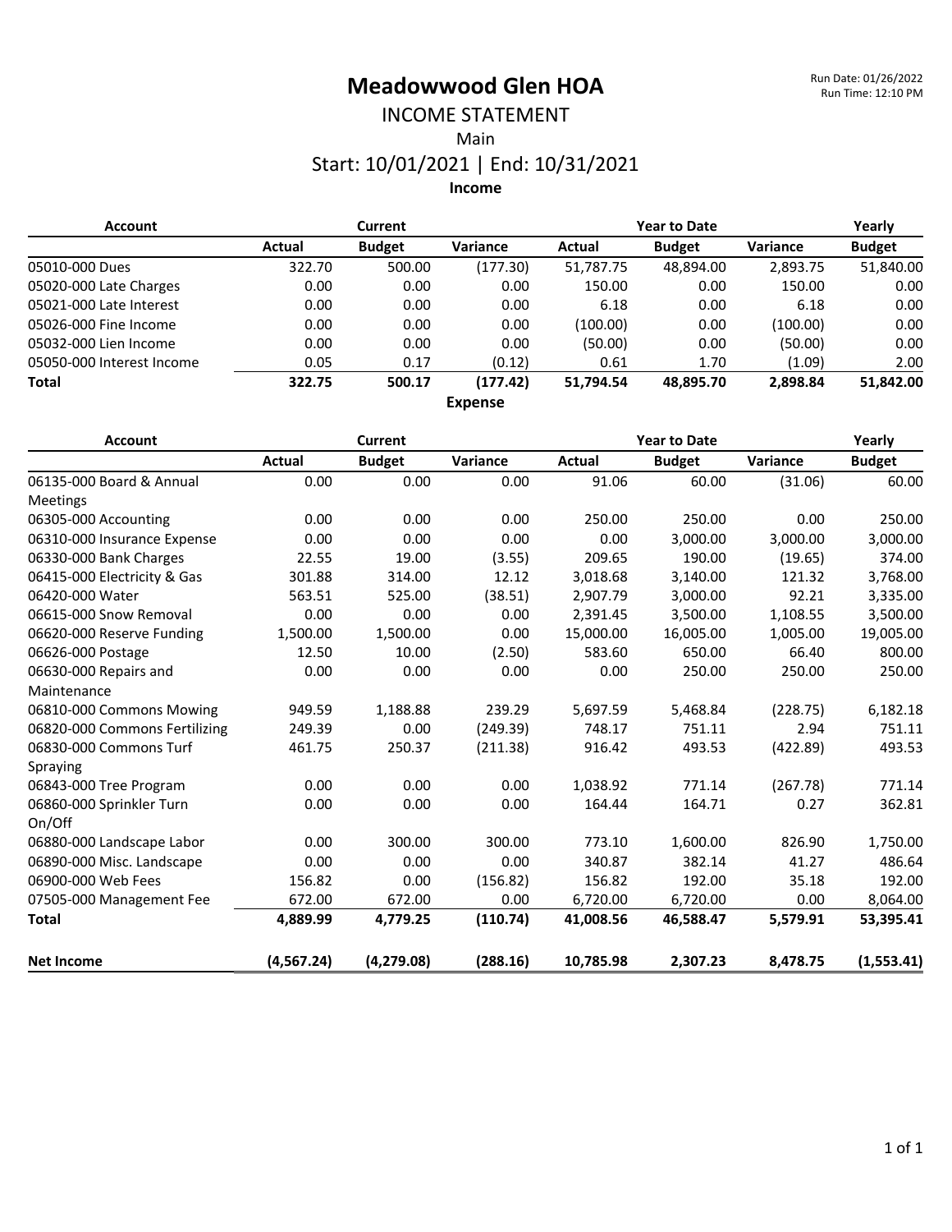# Meadowwood Glen HOA

Run Date: 01/26/2022
Run Time: 12:10 PM

## INCOME STATEMENT

Main

Start: 10/01/2021 | End: 10/31/2021

**Income**

| Account | Current | | | Year to Date | | | Yearly |
|---|---|---|---|---|---|---|---|
| | Actual | Budget | Variance | Actual | Budget | Variance | Budget |
| 05010-000 Dues | 322.70 | 500.00 | (177.30) | 51,787.75 | 48,894.00 | 2,893.75 | 51,840.00 |
| 05020-000 Late Charges | 0.00 | 0.00 | 0.00 | 150.00 | 0.00 | 150.00 | 0.00 |
| 05021-000 Late Interest | 0.00 | 0.00 | 0.00 | 6.18 | 0.00 | 6.18 | 0.00 |
| 05026-000 Fine Income | 0.00 | 0.00 | 0.00 | (100.00) | 0.00 | (100.00) | 0.00 |
| 05032-000 Lien Income | 0.00 | 0.00 | 0.00 | (50.00) | 0.00 | (50.00) | 0.00 |
| 05050-000 Interest Income | 0.05 | 0.17 | (0.12) | 0.61 | 1.70 | (1.09) | 2.00 |
| **Total** | **322.75** | **500.17** | **(177.42)** | **51,794.54** | **48,895.70** | **2,898.84** | **51,842.00** |

**Expense**

| Account | Current | | | Year to Date | | | Yearly |
|---|---|---|---|---|---|---|---|
| | Actual | Budget | Variance | Actual | Budget | Variance | Budget |
| 06135-000 Board & Annual Meetings | 0.00 | 0.00 | 0.00 | 91.06 | 60.00 | (31.06) | 60.00 |
| 06305-000 Accounting | 0.00 | 0.00 | 0.00 | 250.00 | 250.00 | 0.00 | 250.00 |
| 06310-000 Insurance Expense | 0.00 | 0.00 | 0.00 | 0.00 | 3,000.00 | 3,000.00 | 3,000.00 |
| 06330-000 Bank Charges | 22.55 | 19.00 | (3.55) | 209.65 | 190.00 | (19.65) | 374.00 |
| 06415-000 Electricity & Gas | 301.88 | 314.00 | 12.12 | 3,018.68 | 3,140.00 | 121.32 | 3,768.00 |
| 06420-000 Water | 563.51 | 525.00 | (38.51) | 2,907.79 | 3,000.00 | 92.21 | 3,335.00 |
| 06615-000 Snow Removal | 0.00 | 0.00 | 0.00 | 2,391.45 | 3,500.00 | 1,108.55 | 3,500.00 |
| 06620-000 Reserve Funding | 1,500.00 | 1,500.00 | 0.00 | 15,000.00 | 16,005.00 | 1,005.00 | 19,005.00 |
| 06626-000 Postage | 12.50 | 10.00 | (2.50) | 583.60 | 650.00 | 66.40 | 800.00 |
| 06630-000 Repairs and Maintenance | 0.00 | 0.00 | 0.00 | 0.00 | 250.00 | 250.00 | 250.00 |
| 06810-000 Commons Mowing | 949.59 | 1,188.88 | 239.29 | 5,697.59 | 5,468.84 | (228.75) | 6,182.18 |
| 06820-000 Commons Fertilizing | 249.39 | 0.00 | (249.39) | 748.17 | 751.11 | 2.94 | 751.11 |
| 06830-000 Commons Turf Spraying | 461.75 | 250.37 | (211.38) | 916.42 | 493.53 | (422.89) | 493.53 |
| 06843-000 Tree Program | 0.00 | 0.00 | 0.00 | 1,038.92 | 771.14 | (267.78) | 771.14 |
| 06860-000 Sprinkler Turn On/Off | 0.00 | 0.00 | 0.00 | 164.44 | 164.71 | 0.27 | 362.81 |
| 06880-000 Landscape Labor | 0.00 | 300.00 | 300.00 | 773.10 | 1,600.00 | 826.90 | 1,750.00 |
| 06890-000 Misc. Landscape | 0.00 | 0.00 | 0.00 | 340.87 | 382.14 | 41.27 | 486.64 |
| 06900-000 Web Fees | 156.82 | 0.00 | (156.82) | 156.82 | 192.00 | 35.18 | 192.00 |
| 07505-000 Management Fee | 672.00 | 672.00 | 0.00 | 6,720.00 | 6,720.00 | 0.00 | 8,064.00 |
| **Total** | **4,889.99** | **4,779.25** | **(110.74)** | **41,008.56** | **46,588.47** | **5,579.91** | **53,395.41** |
| **Net Income** | **(4,567.24)** | **(4,279.08)** | **(288.16)** | **10,785.98** | **2,307.23** | **8,478.75** | **(1,553.41)** |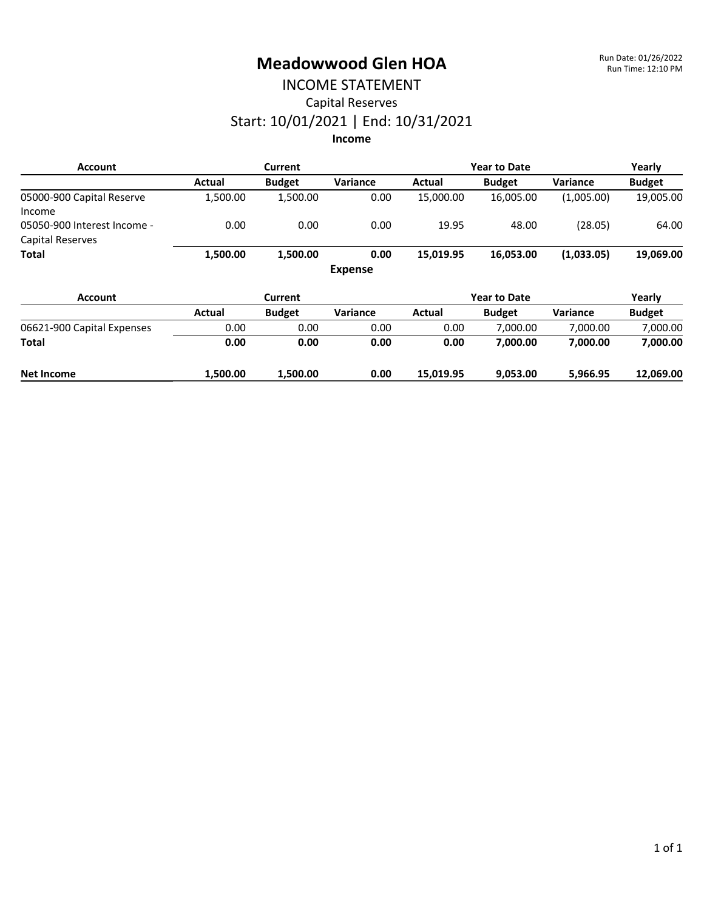# Meadowwood Glen HOA

Run Date: 01/26/2022
Run Time: 12:10 PM

## INCOME STATEMENT

### Capital Reserves

### Start: 10/01/2021 | End: 10/31/2021

**Income**

| Account | Current | | | Year to Date | | | Yearly |
|---|---|---|---|---|---|---|---|
| | **Actual** | **Budget** | **Variance** | **Actual** | **Budget** | **Variance** | **Budget** |
| 05000-900 Capital Reserve Income | 1,500.00 | 1,500.00 | 0.00 | 15,000.00 | 16,005.00 | (1,005.00) | 19,005.00 |
| 05050-900 Interest Income - Capital Reserves | 0.00 | 0.00 | 0.00 | 19.95 | 48.00 | (28.05) | 64.00 |
| **Total** | **1,500.00** | **1,500.00** | **0.00** | **15,019.95** | **16,053.00** | **(1,033.05)** | **19,069.00** |

**Expense**

| Account | Current | | | Year to Date | | | Yearly |
|---|---|---|---|---|---|---|---|
| | **Actual** | **Budget** | **Variance** | **Actual** | **Budget** | **Variance** | **Budget** |
| 06621-900 Capital Expenses | 0.00 | 0.00 | 0.00 | 0.00 | 7,000.00 | 7,000.00 | 7,000.00 |
| **Total** | **0.00** | **0.00** | **0.00** | **0.00** | **7,000.00** | **7,000.00** | **7,000.00** |
| **Net Income** | **1,500.00** | **1,500.00** | **0.00** | **15,019.95** | **9,053.00** | **5,966.95** | **12,069.00** |